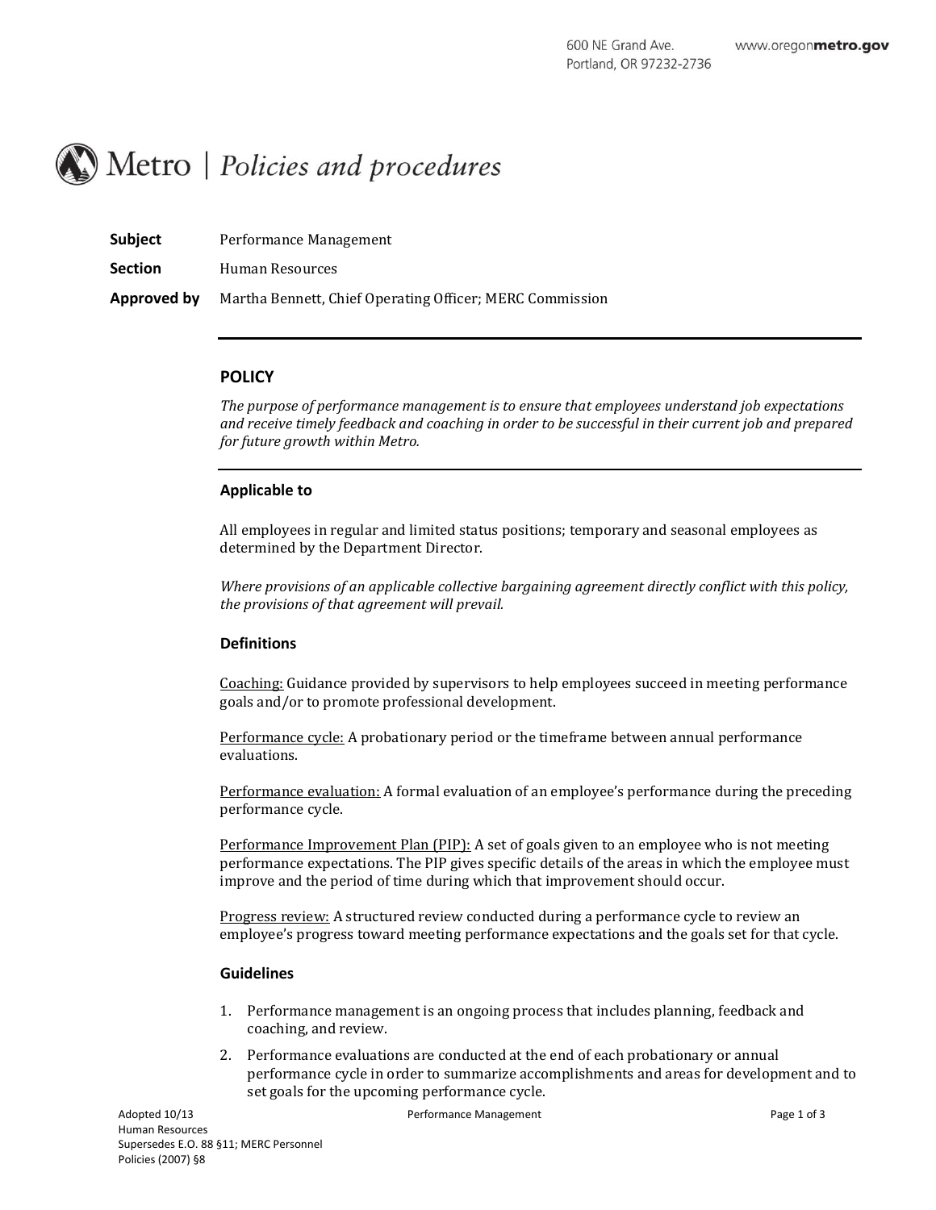600 NE Grand Ave.
Portland, OR 97232-2736

www.oregonmetro.gov

# Metro | *Policies and procedures*

**Subject** Performance Management

**Section** Human Resources

**Approved by** Martha Bennett, Chief Operating Officer; MERC Commission

---

## POLICY

*The purpose of performance management is to ensure that employees understand job expectations and receive timely feedback and coaching in order to be successful in their current job and prepared for future growth within Metro.*

---

### Applicable to

All employees in regular and limited status positions; temporary and seasonal employees as determined by the Department Director.

*Where provisions of an applicable collective bargaining agreement directly conflict with this policy, the provisions of that agreement will prevail.*

### Definitions

<u>Coaching:</u> Guidance provided by supervisors to help employees succeed in meeting performance goals and/or to promote professional development.

<u>Performance cycle:</u> A probationary period or the timeframe between annual performance evaluations.

<u>Performance evaluation:</u> A formal evaluation of an employee's performance during the preceding performance cycle.

<u>Performance Improvement Plan (PIP):</u> A set of goals given to an employee who is not meeting performance expectations. The PIP gives specific details of the areas in which the employee must improve and the period of time during which that improvement should occur.

<u>Progress review:</u> A structured review conducted during a performance cycle to review an employee's progress toward meeting performance expectations and the goals set for that cycle.

### Guidelines

1. Performance management is an ongoing process that includes planning, feedback and coaching, and review.
2. Performance evaluations are conducted at the end of each probationary or annual performance cycle in order to summarize accomplishments and areas for development and to set goals for the upcoming performance cycle.

Adopted 10/13
Human Resources
Supersedes E.O. 88 §11; MERC Personnel Policies (2007) §8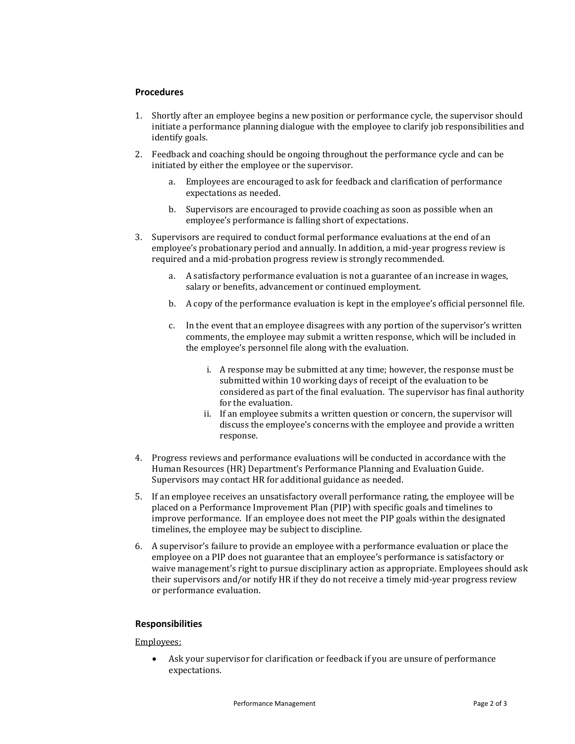## Procedures

1. Shortly after an employee begins a new position or performance cycle, the supervisor should initiate a performance planning dialogue with the employee to clarify job responsibilities and identify goals.

2. Feedback and coaching should be ongoing throughout the performance cycle and can be initiated by either the employee or the supervisor.

    a. Employees are encouraged to ask for feedback and clarification of performance expectations as needed.

    b. Supervisors are encouraged to provide coaching as soon as possible when an employee's performance is falling short of expectations.

3. Supervisors are required to conduct formal performance evaluations at the end of an employee's probationary period and annually. In addition, a mid-year progress review is required and a mid-probation progress review is strongly recommended.

    a. A satisfactory performance evaluation is not a guarantee of an increase in wages, salary or benefits, advancement or continued employment.

    b. A copy of the performance evaluation is kept in the employee's official personnel file.

    c. In the event that an employee disagrees with any portion of the supervisor's written comments, the employee may submit a written response, which will be included in the employee's personnel file along with the evaluation.

        i. A response may be submitted at any time; however, the response must be submitted within 10 working days of receipt of the evaluation to be considered as part of the final evaluation. The supervisor has final authority for the evaluation.

        ii. If an employee submits a written question or concern, the supervisor will discuss the employee's concerns with the employee and provide a written response.

4. Progress reviews and performance evaluations will be conducted in accordance with the Human Resources (HR) Department's Performance Planning and Evaluation Guide. Supervisors may contact HR for additional guidance as needed.

5. If an employee receives an unsatisfactory overall performance rating, the employee will be placed on a Performance Improvement Plan (PIP) with specific goals and timelines to improve performance. If an employee does not meet the PIP goals within the designated timelines, the employee may be subject to discipline.

6. A supervisor's failure to provide an employee with a performance evaluation or place the employee on a PIP does not guarantee that an employee's performance is satisfactory or waive management's right to pursue disciplinary action as appropriate. Employees should ask their supervisors and/or notify HR if they do not receive a timely mid-year progress review or performance evaluation.

## Responsibilities

Employees:

- Ask your supervisor for clarification or feedback if you are unsure of performance expectations.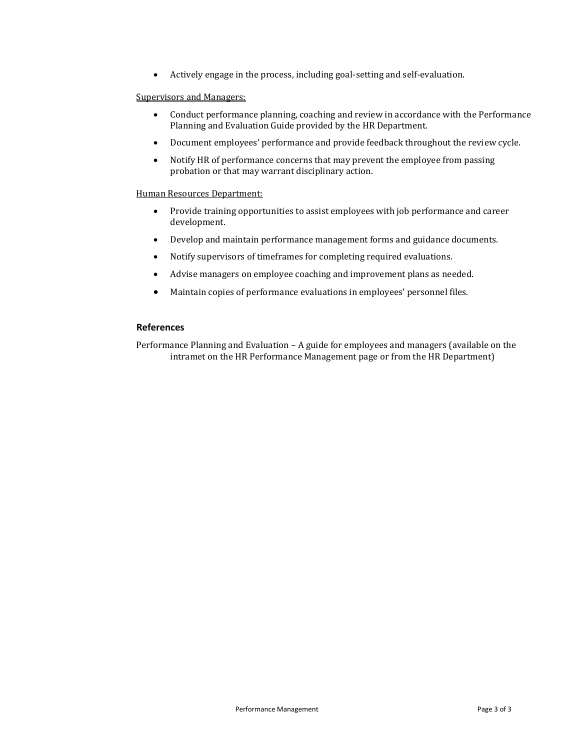- Actively engage in the process, including goal-setting and self-evaluation.

<u>Supervisors and Managers:</u>

- Conduct performance planning, coaching and review in accordance with the Performance Planning and Evaluation Guide provided by the HR Department.
- Document employees' performance and provide feedback throughout the review cycle.
- Notify HR of performance concerns that may prevent the employee from passing probation or that may warrant disciplinary action.

<u>Human Resources Department:</u>

- Provide training opportunities to assist employees with job performance and career development.
- Develop and maintain performance management forms and guidance documents.
- Notify supervisors of timeframes for completing required evaluations.
- Advise managers on employee coaching and improvement plans as needed.
- Maintain copies of performance evaluations in employees' personnel files.

## References

Performance Planning and Evaluation – A guide for employees and managers (available on the intramet on the HR Performance Management page or from the HR Department)